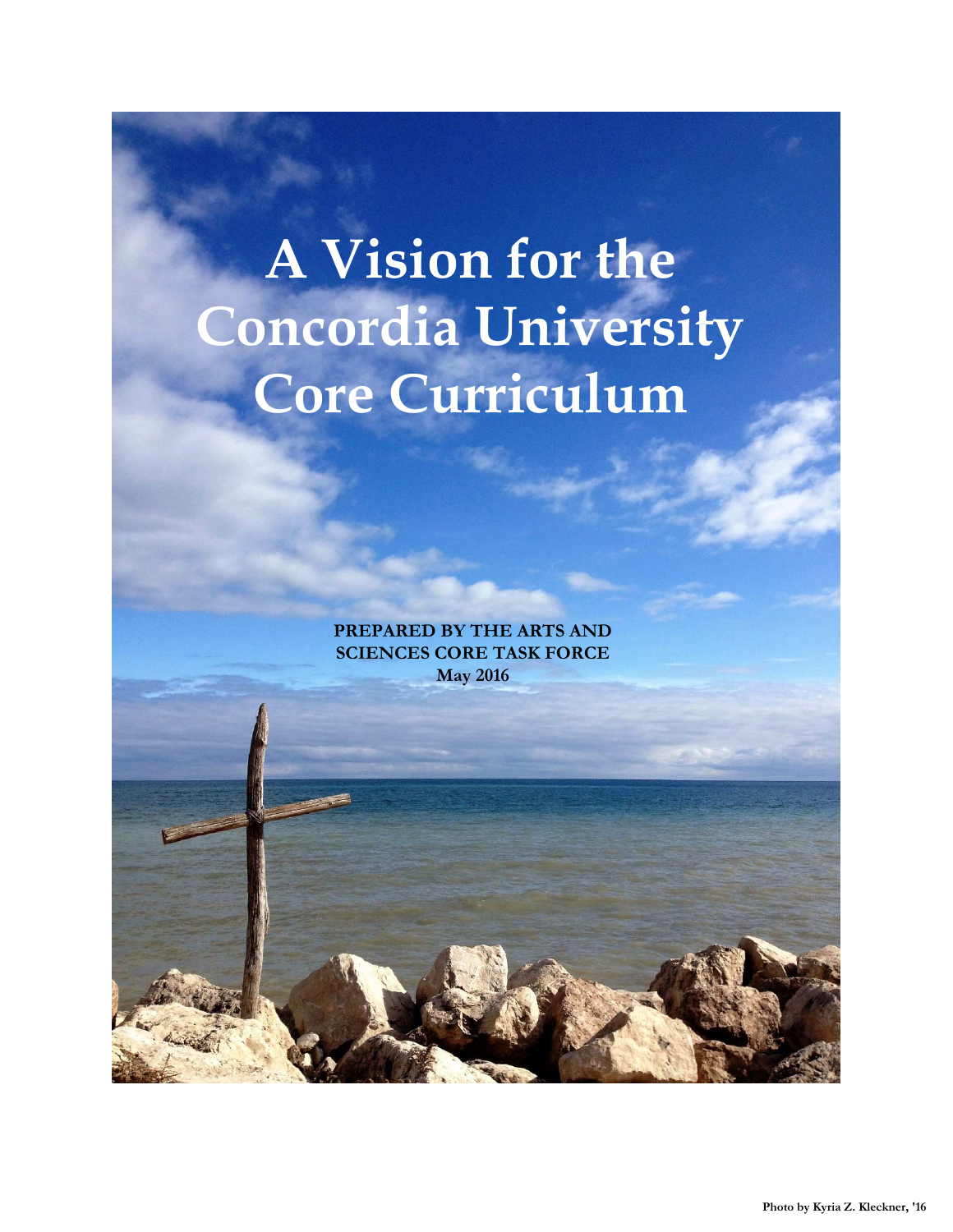# A Vision for the Concordia University Core Curriculum

**PREPARED BY THE ARTS AND SCIENCES CORE TASK FORCE**
**May 2016**

**Photo by Kyria Z. Kleckner, '16**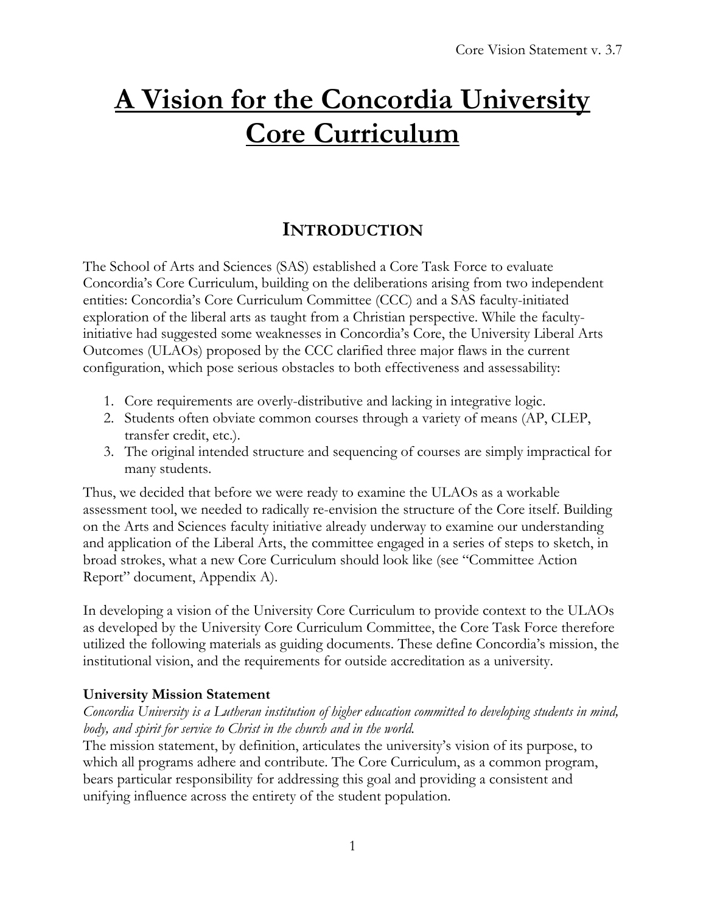# A Vision for the Concordia University Core Curriculum

## INTRODUCTION

The School of Arts and Sciences (SAS) established a Core Task Force to evaluate Concordia's Core Curriculum, building on the deliberations arising from two independent entities: Concordia's Core Curriculum Committee (CCC) and a SAS faculty-initiated exploration of the liberal arts as taught from a Christian perspective. While the faculty-initiative had suggested some weaknesses in Concordia's Core, the University Liberal Arts Outcomes (ULAOs) proposed by the CCC clarified three major flaws in the current configuration, which pose serious obstacles to both effectiveness and assessability:

1. Core requirements are overly-distributive and lacking in integrative logic.
2. Students often obviate common courses through a variety of means (AP, CLEP, transfer credit, etc.).
3. The original intended structure and sequencing of courses are simply impractical for many students.

Thus, we decided that before we were ready to examine the ULAOs as a workable assessment tool, we needed to radically re-envision the structure of the Core itself. Building on the Arts and Sciences faculty initiative already underway to examine our understanding and application of the Liberal Arts, the committee engaged in a series of steps to sketch, in broad strokes, what a new Core Curriculum should look like (see "Committee Action Report" document, Appendix A).

In developing a vision of the University Core Curriculum to provide context to the ULAOs as developed by the University Core Curriculum Committee, the Core Task Force therefore utilized the following materials as guiding documents. These define Concordia's mission, the institutional vision, and the requirements for outside accreditation as a university.

**University Mission Statement**

*Concordia University is a Lutheran institution of higher education committed to developing students in mind, body, and spirit for service to Christ in the church and in the world.*

The mission statement, by definition, articulates the university's vision of its purpose, to which all programs adhere and contribute. The Core Curriculum, as a common program, bears particular responsibility for addressing this goal and providing a consistent and unifying influence across the entirety of the student population.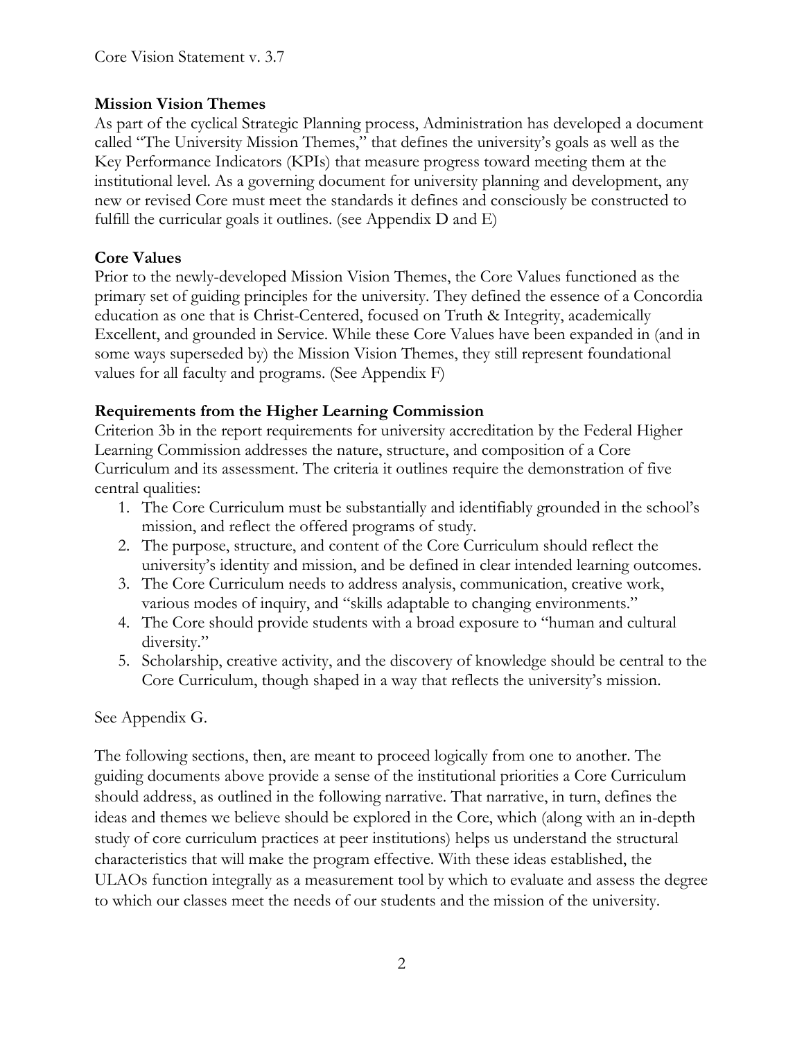## Mission Vision Themes

As part of the cyclical Strategic Planning process, Administration has developed a document called "The University Mission Themes," that defines the university's goals as well as the Key Performance Indicators (KPIs) that measure progress toward meeting them at the institutional level. As a governing document for university planning and development, any new or revised Core must meet the standards it defines and consciously be constructed to fulfill the curricular goals it outlines. (see Appendix D and E)

## Core Values

Prior to the newly-developed Mission Vision Themes, the Core Values functioned as the primary set of guiding principles for the university. They defined the essence of a Concordia education as one that is Christ-Centered, focused on Truth & Integrity, academically Excellent, and grounded in Service. While these Core Values have been expanded in (and in some ways superseded by) the Mission Vision Themes, they still represent foundational values for all faculty and programs. (See Appendix F)

## Requirements from the Higher Learning Commission

Criterion 3b in the report requirements for university accreditation by the Federal Higher Learning Commission addresses the nature, structure, and composition of a Core Curriculum and its assessment. The criteria it outlines require the demonstration of five central qualities:

1. The Core Curriculum must be substantially and identifiably grounded in the school's mission, and reflect the offered programs of study.
2. The purpose, structure, and content of the Core Curriculum should reflect the university's identity and mission, and be defined in clear intended learning outcomes.
3. The Core Curriculum needs to address analysis, communication, creative work, various modes of inquiry, and "skills adaptable to changing environments."
4. The Core should provide students with a broad exposure to "human and cultural diversity."
5. Scholarship, creative activity, and the discovery of knowledge should be central to the Core Curriculum, though shaped in a way that reflects the university's mission.

See Appendix G.

The following sections, then, are meant to proceed logically from one to another. The guiding documents above provide a sense of the institutional priorities a Core Curriculum should address, as outlined in the following narrative. That narrative, in turn, defines the ideas and themes we believe should be explored in the Core, which (along with an in-depth study of core curriculum practices at peer institutions) helps us understand the structural characteristics that will make the program effective. With these ideas established, the ULAOs function integrally as a measurement tool by which to evaluate and assess the degree to which our classes meet the needs of our students and the mission of the university.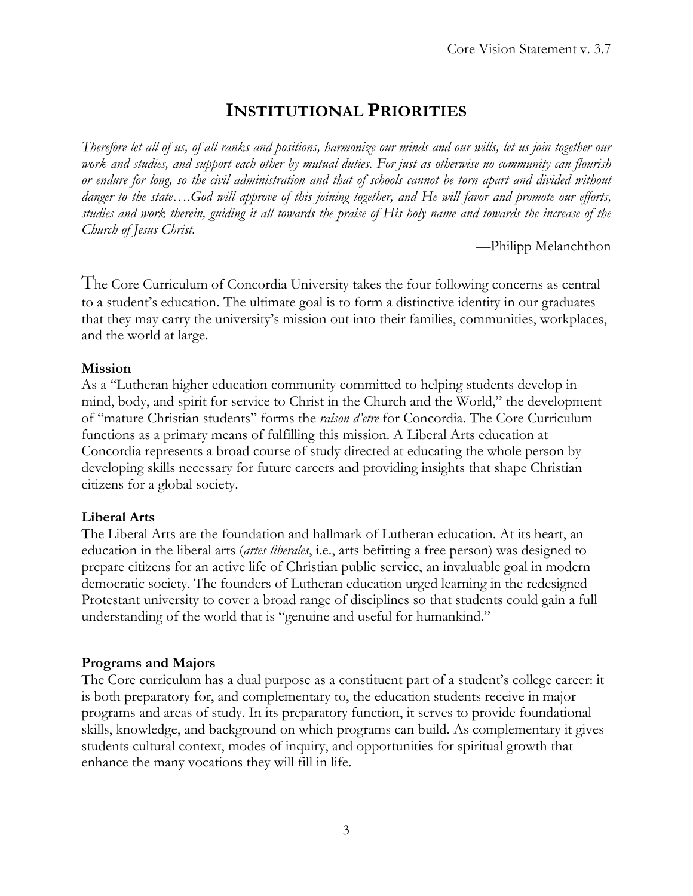# Institutional Priorities

*Therefore let all of us, of all ranks and positions, harmonize our minds and our wills, let us join together our work and studies, and support each other by mutual duties. For just as otherwise no community can flourish or endure for long, so the civil administration and that of schools cannot be torn apart and divided without danger to the state….God will approve of this joining together, and He will favor and promote our efforts, studies and work therein, guiding it all towards the praise of His holy name and towards the increase of the Church of Jesus Christ.*

—Philipp Melanchthon

The Core Curriculum of Concordia University takes the four following concerns as central to a student's education. The ultimate goal is to form a distinctive identity in our graduates that they may carry the university's mission out into their families, communities, workplaces, and the world at large.

**Mission**

As a "Lutheran higher education community committed to helping students develop in mind, body, and spirit for service to Christ in the Church and the World," the development of "mature Christian students" forms the *raison d'etre* for Concordia. The Core Curriculum functions as a primary means of fulfilling this mission. A Liberal Arts education at Concordia represents a broad course of study directed at educating the whole person by developing skills necessary for future careers and providing insights that shape Christian citizens for a global society.

**Liberal Arts**

The Liberal Arts are the foundation and hallmark of Lutheran education. At its heart, an education in the liberal arts (*artes liberales*, i.e., arts befitting a free person) was designed to prepare citizens for an active life of Christian public service, an invaluable goal in modern democratic society. The founders of Lutheran education urged learning in the redesigned Protestant university to cover a broad range of disciplines so that students could gain a full understanding of the world that is "genuine and useful for humankind."

**Programs and Majors**

The Core curriculum has a dual purpose as a constituent part of a student's college career: it is both preparatory for, and complementary to, the education students receive in major programs and areas of study. In its preparatory function, it serves to provide foundational skills, knowledge, and background on which programs can build. As complementary it gives students cultural context, modes of inquiry, and opportunities for spiritual growth that enhance the many vocations they will fill in life.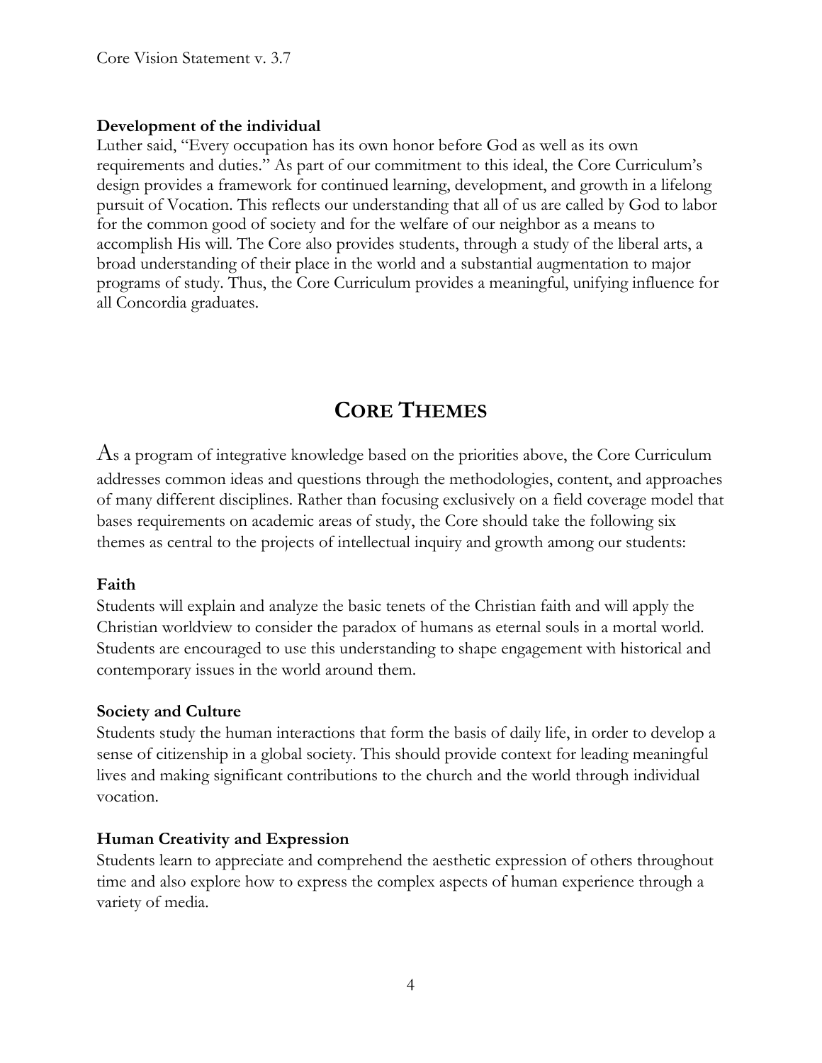### Development of the individual

Luther said, "Every occupation has its own honor before God as well as its own requirements and duties." As part of our commitment to this ideal, the Core Curriculum's design provides a framework for continued learning, development, and growth in a lifelong pursuit of Vocation. This reflects our understanding that all of us are called by God to labor for the common good of society and for the welfare of our neighbor as a means to accomplish His will. The Core also provides students, through a study of the liberal arts, a broad understanding of their place in the world and a substantial augmentation to major programs of study. Thus, the Core Curriculum provides a meaningful, unifying influence for all Concordia graduates.

## CORE THEMES

As a program of integrative knowledge based on the priorities above, the Core Curriculum addresses common ideas and questions through the methodologies, content, and approaches of many different disciplines. Rather than focusing exclusively on a field coverage model that bases requirements on academic areas of study, the Core should take the following six themes as central to the projects of intellectual inquiry and growth among our students:

### Faith

Students will explain and analyze the basic tenets of the Christian faith and will apply the Christian worldview to consider the paradox of humans as eternal souls in a mortal world. Students are encouraged to use this understanding to shape engagement with historical and contemporary issues in the world around them.

### Society and Culture

Students study the human interactions that form the basis of daily life, in order to develop a sense of citizenship in a global society. This should provide context for leading meaningful lives and making significant contributions to the church and the world through individual vocation.

### Human Creativity and Expression

Students learn to appreciate and comprehend the aesthetic expression of others throughout time and also explore how to express the complex aspects of human experience through a variety of media.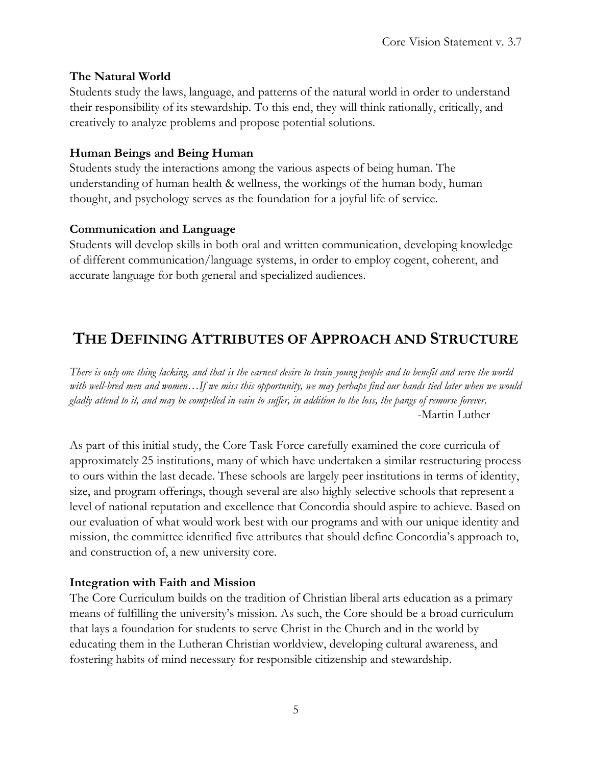**The Natural World**

Students study the laws, language, and patterns of the natural world in order to understand their responsibility of its stewardship. To this end, they will think rationally, critically, and creatively to analyze problems and propose potential solutions.

**Human Beings and Being Human**

Students study the interactions among the various aspects of being human. The understanding of human health & wellness, the workings of the human body, human thought, and psychology serves as the foundation for a joyful life of service.

**Communication and Language**

Students will develop skills in both oral and written communication, developing knowledge of different communication/language systems, in order to employ cogent, coherent, and accurate language for both general and specialized audiences.

## THE DEFINING ATTRIBUTES OF APPROACH AND STRUCTURE

*There is only one thing lacking, and that is the earnest desire to train young people and to benefit and serve the world with well-bred men and women…If we miss this opportunity, we may perhaps find our hands tied later when we would gladly attend to it, and may be compelled in vain to suffer, in addition to the loss, the pangs of remorse forever.*

-Martin Luther

As part of this initial study, the Core Task Force carefully examined the core curricula of approximately 25 institutions, many of which have undertaken a similar restructuring process to ours within the last decade. These schools are largely peer institutions in terms of identity, size, and program offerings, though several are also highly selective schools that represent a level of national reputation and excellence that Concordia should aspire to achieve. Based on our evaluation of what would work best with our programs and with our unique identity and mission, the committee identified five attributes that should define Concordia's approach to, and construction of, a new university core.

**Integration with Faith and Mission**

The Core Curriculum builds on the tradition of Christian liberal arts education as a primary means of fulfilling the university's mission. As such, the Core should be a broad curriculum that lays a foundation for students to serve Christ in the Church and in the world by educating them in the Lutheran Christian worldview, developing cultural awareness, and fostering habits of mind necessary for responsible citizenship and stewardship.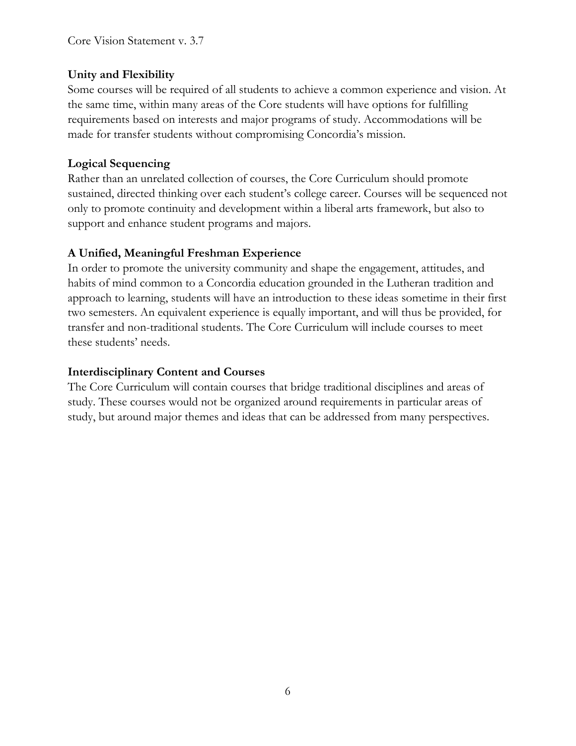**Unity and Flexibility**

Some courses will be required of all students to achieve a common experience and vision. At the same time, within many areas of the Core students will have options for fulfilling requirements based on interests and major programs of study. Accommodations will be made for transfer students without compromising Concordia's mission.

**Logical Sequencing**

Rather than an unrelated collection of courses, the Core Curriculum should promote sustained, directed thinking over each student's college career. Courses will be sequenced not only to promote continuity and development within a liberal arts framework, but also to support and enhance student programs and majors.

**A Unified, Meaningful Freshman Experience**

In order to promote the university community and shape the engagement, attitudes, and habits of mind common to a Concordia education grounded in the Lutheran tradition and approach to learning, students will have an introduction to these ideas sometime in their first two semesters. An equivalent experience is equally important, and will thus be provided, for transfer and non-traditional students. The Core Curriculum will include courses to meet these students' needs.

**Interdisciplinary Content and Courses**

The Core Curriculum will contain courses that bridge traditional disciplines and areas of study. These courses would not be organized around requirements in particular areas of study, but around major themes and ideas that can be addressed from many perspectives.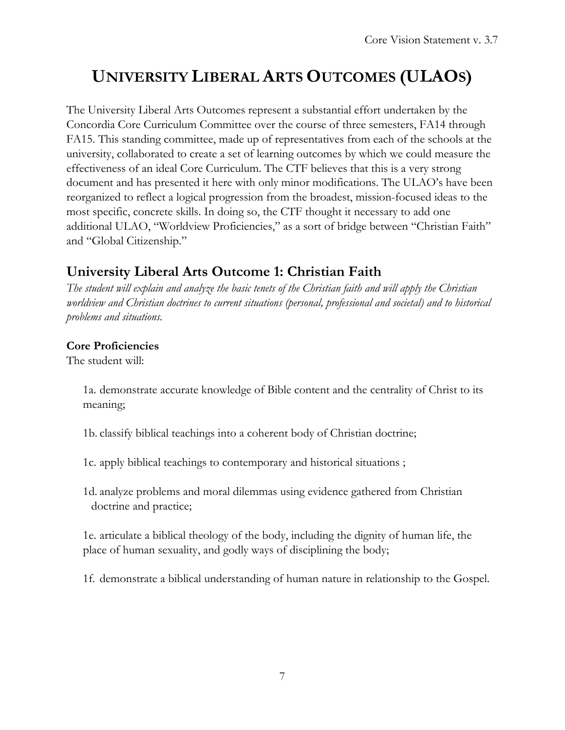# UNIVERSITY LIBERAL ARTS OUTCOMES (ULAOS)

The University Liberal Arts Outcomes represent a substantial effort undertaken by the Concordia Core Curriculum Committee over the course of three semesters, FA14 through FA15. This standing committee, made up of representatives from each of the schools at the university, collaborated to create a set of learning outcomes by which we could measure the effectiveness of an ideal Core Curriculum. The CTF believes that this is a very strong document and has presented it here with only minor modifications. The ULAO's have been reorganized to reflect a logical progression from the broadest, mission-focused ideas to the most specific, concrete skills. In doing so, the CTF thought it necessary to add one additional ULAO, "Worldview Proficiencies," as a sort of bridge between "Christian Faith" and "Global Citizenship."

## University Liberal Arts Outcome 1: Christian Faith

*The student will explain and analyze the basic tenets of the Christian faith and will apply the Christian worldview and Christian doctrines to current situations (personal, professional and societal) and to historical problems and situations.*

**Core Proficiencies**

The student will:

1a. demonstrate accurate knowledge of Bible content and the centrality of Christ to its meaning;

1b. classify biblical teachings into a coherent body of Christian doctrine;

1c. apply biblical teachings to contemporary and historical situations ;

1d. analyze problems and moral dilemmas using evidence gathered from Christian doctrine and practice;

1e. articulate a biblical theology of the body, including the dignity of human life, the place of human sexuality, and godly ways of disciplining the body;

1f. demonstrate a biblical understanding of human nature in relationship to the Gospel.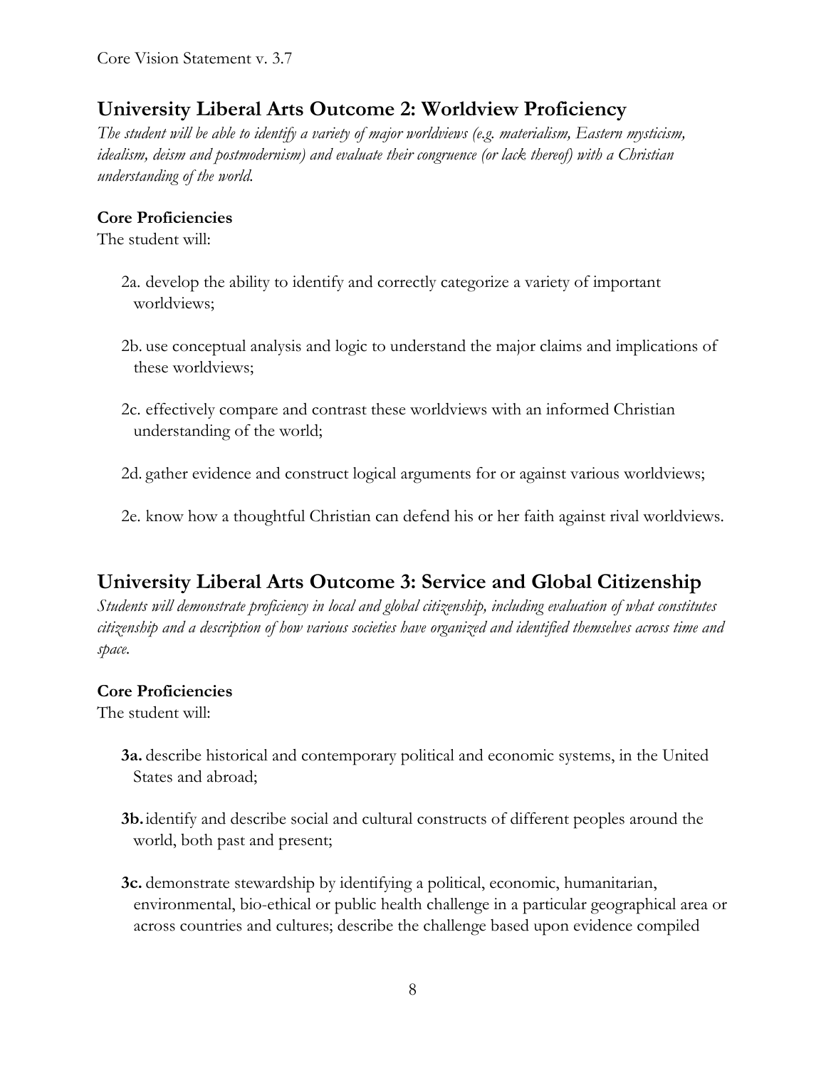## University Liberal Arts Outcome 2: Worldview Proficiency

*The student will be able to identify a variety of major worldviews (e.g. materialism, Eastern mysticism, idealism, deism and postmodernism) and evaluate their congruence (or lack thereof) with a Christian understanding of the world.*

**Core Proficiencies**

The student will:

2a. develop the ability to identify and correctly categorize a variety of important worldviews;

2b. use conceptual analysis and logic to understand the major claims and implications of these worldviews;

2c. effectively compare and contrast these worldviews with an informed Christian understanding of the world;

2d. gather evidence and construct logical arguments for or against various worldviews;

2e. know how a thoughtful Christian can defend his or her faith against rival worldviews.

## University Liberal Arts Outcome 3: Service and Global Citizenship

*Students will demonstrate proficiency in local and global citizenship, including evaluation of what constitutes citizenship and a description of how various societies have organized and identified themselves across time and space.*

**Core Proficiencies**

The student will:

**3a.** describe historical and contemporary political and economic systems, in the United States and abroad;

**3b.** identify and describe social and cultural constructs of different peoples around the world, both past and present;

**3c.** demonstrate stewardship by identifying a political, economic, humanitarian, environmental, bio-ethical or public health challenge in a particular geographical area or across countries and cultures; describe the challenge based upon evidence compiled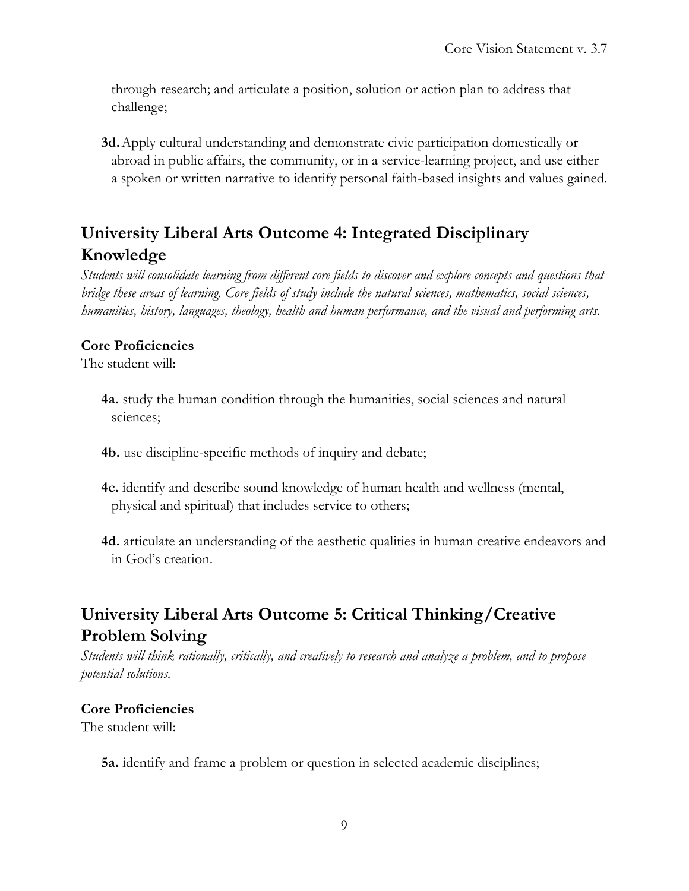through research; and articulate a position, solution or action plan to address that challenge;

**3d.** Apply cultural understanding and demonstrate civic participation domestically or abroad in public affairs, the community, or in a service-learning project, and use either a spoken or written narrative to identify personal faith-based insights and values gained.

## University Liberal Arts Outcome 4: Integrated Disciplinary Knowledge

*Students will consolidate learning from different core fields to discover and explore concepts and questions that bridge these areas of learning. Core fields of study include the natural sciences, mathematics, social sciences, humanities, history, languages, theology, health and human performance, and the visual and performing arts.*

**Core Proficiencies**

The student will:

**4a.** study the human condition through the humanities, social sciences and natural sciences;

**4b.** use discipline-specific methods of inquiry and debate;

**4c.** identify and describe sound knowledge of human health and wellness (mental, physical and spiritual) that includes service to others;

**4d.** articulate an understanding of the aesthetic qualities in human creative endeavors and in God's creation.

## University Liberal Arts Outcome 5: Critical Thinking/Creative Problem Solving

*Students will think rationally, critically, and creatively to research and analyze a problem, and to propose potential solutions.*

**Core Proficiencies**

The student will:

**5a.** identify and frame a problem or question in selected academic disciplines;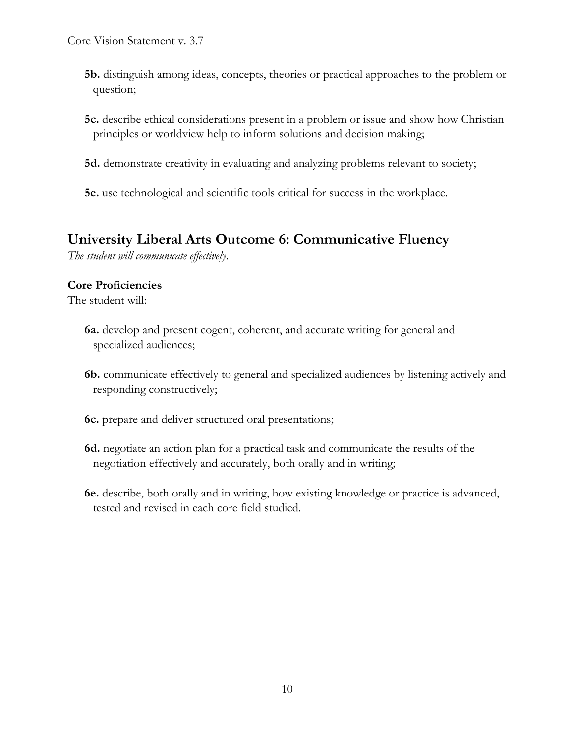**5b.** distinguish among ideas, concepts, theories or practical approaches to the problem or question;

**5c.** describe ethical considerations present in a problem or issue and show how Christian principles or worldview help to inform solutions and decision making;

**5d.** demonstrate creativity in evaluating and analyzing problems relevant to society;

**5e.** use technological and scientific tools critical for success in the workplace.

## University Liberal Arts Outcome 6: Communicative Fluency

*The student will communicate effectively.*

**Core Proficiencies**

The student will:

**6a.** develop and present cogent, coherent, and accurate writing for general and specialized audiences;

**6b.** communicate effectively to general and specialized audiences by listening actively and responding constructively;

**6c.** prepare and deliver structured oral presentations;

**6d.** negotiate an action plan for a practical task and communicate the results of the negotiation effectively and accurately, both orally and in writing;

**6e.** describe, both orally and in writing, how existing knowledge or practice is advanced, tested and revised in each core field studied.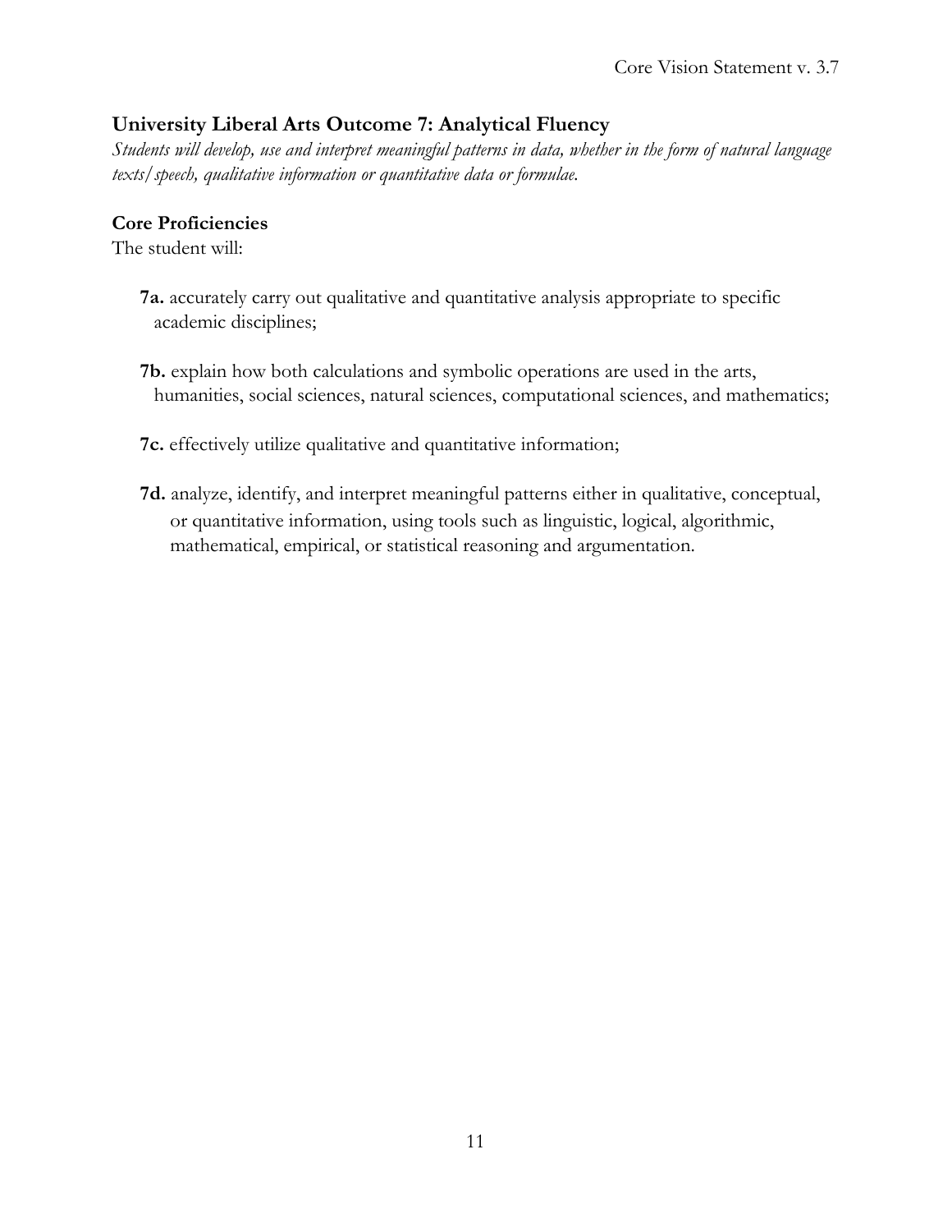## University Liberal Arts Outcome 7: Analytical Fluency

*Students will develop, use and interpret meaningful patterns in data, whether in the form of natural language texts/speech, qualitative information or quantitative data or formulae.*

### Core Proficiencies

The student will:

**7a.** accurately carry out qualitative and quantitative analysis appropriate to specific academic disciplines;

**7b.** explain how both calculations and symbolic operations are used in the arts, humanities, social sciences, natural sciences, computational sciences, and mathematics;

**7c.** effectively utilize qualitative and quantitative information;

**7d.** analyze, identify, and interpret meaningful patterns either in qualitative, conceptual, or quantitative information, using tools such as linguistic, logical, algorithmic, mathematical, empirical, or statistical reasoning and argumentation.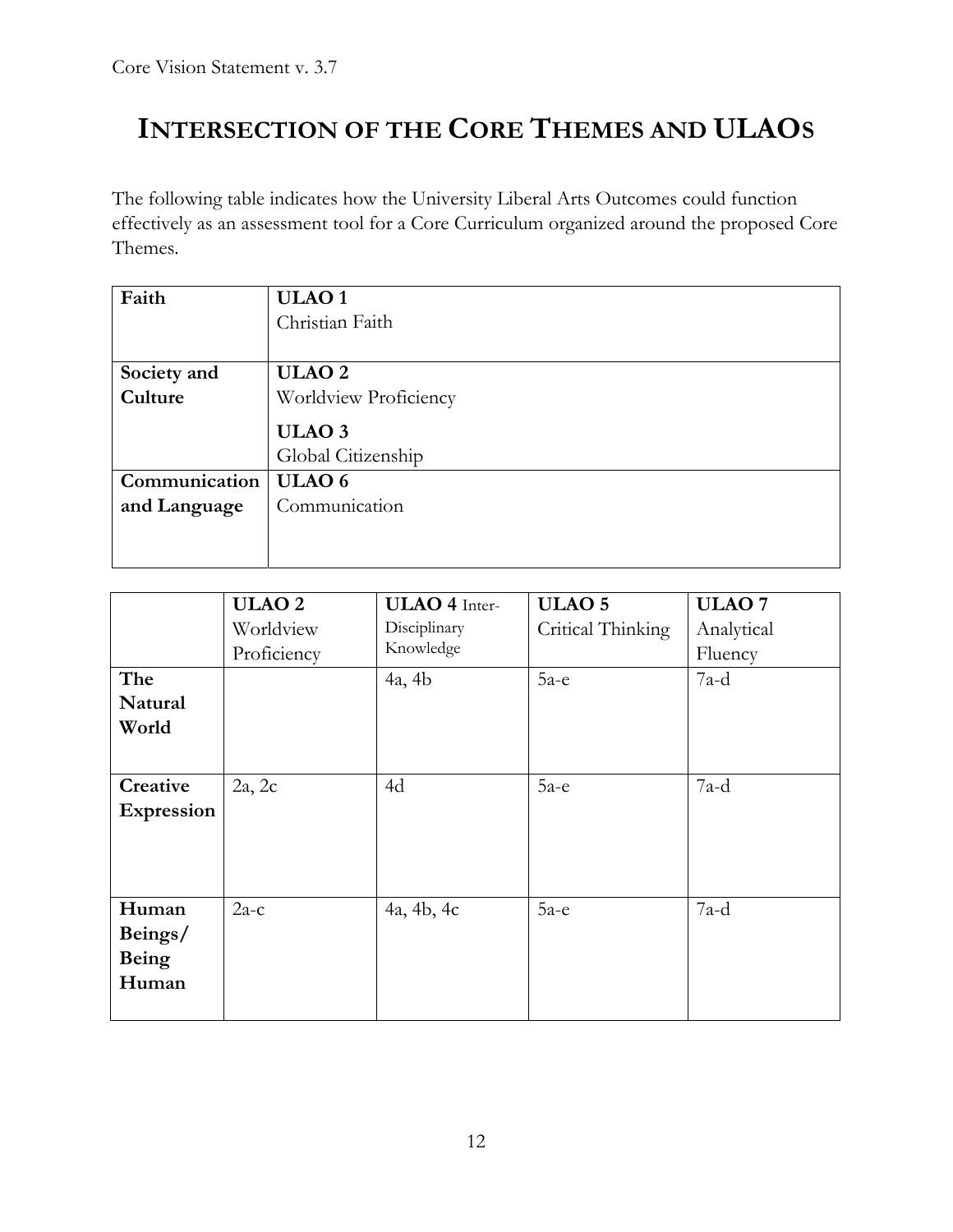# Intersection of the Core Themes and ULAOs

The following table indicates how the University Liberal Arts Outcomes could function effectively as an assessment tool for a Core Curriculum organized around the proposed Core Themes.

| | |
|---|---|
| **Faith** | **ULAO 1**<br>Christian Faith |
| **Society and Culture** | **ULAO 2**<br>Worldview Proficiency<br>**ULAO 3**<br>Global Citizenship |
| **Communication and Language** | **ULAO 6**<br>Communication |

| | **ULAO 2** Worldview Proficiency | **ULAO 4** Inter-Disciplinary Knowledge | **ULAO 5** Critical Thinking | **ULAO 7** Analytical Fluency |
|---|---|---|---|---|
| **The Natural World** | | 4a, 4b | 5a-e | 7a-d |
| **Creative Expression** | 2a, 2c | 4d | 5a-e | 7a-d |
| **Human Beings/ Being Human** | 2a-c | 4a, 4b, 4c | 5a-e | 7a-d |